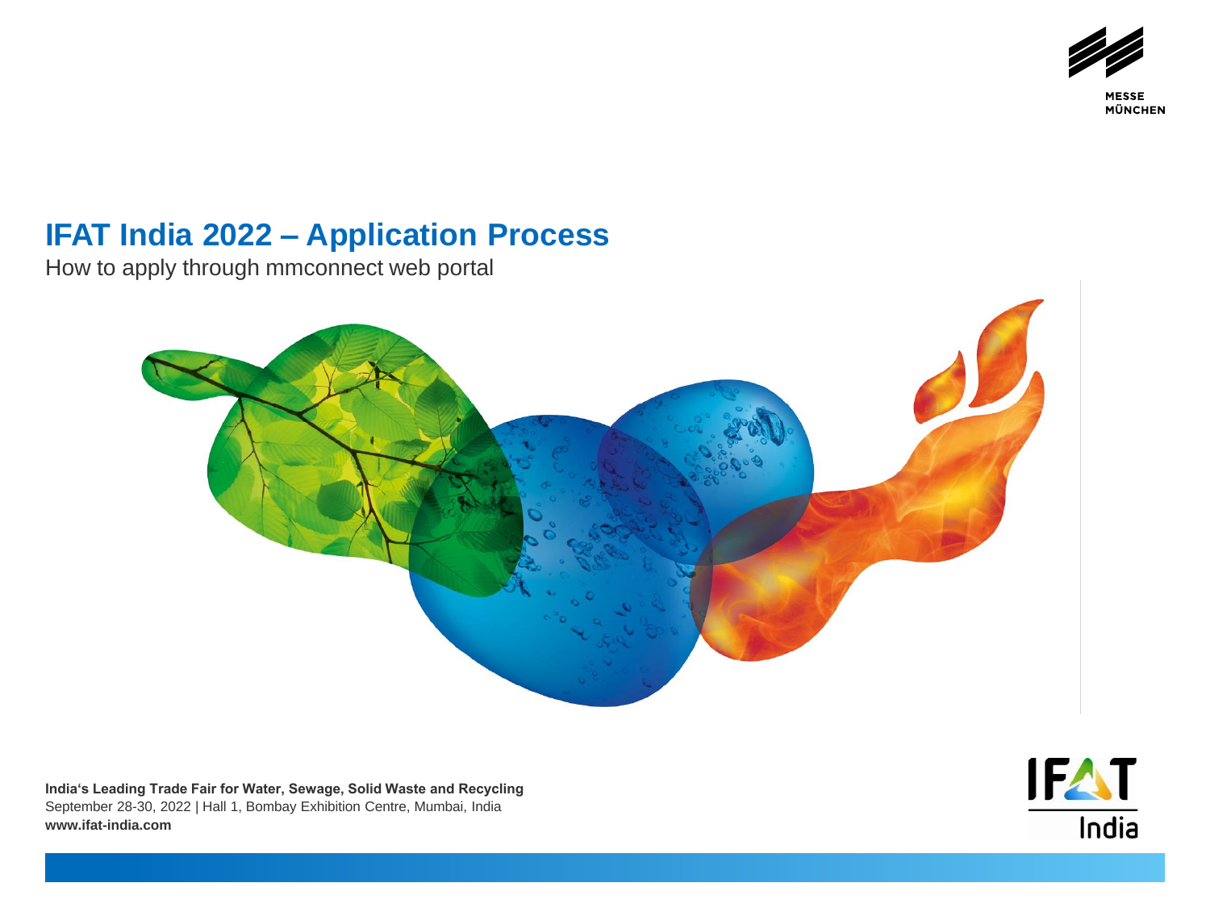# IFAT India 2022 – Application Process

How to apply through mmconnect web portal

**India's Leading Trade Fair for Water, Sewage, Solid Waste and Recycling**
September 28-30, 2022 | Hall 1, Bombay Exhibition Centre, Mumbai, India
**www.ifat-india.com**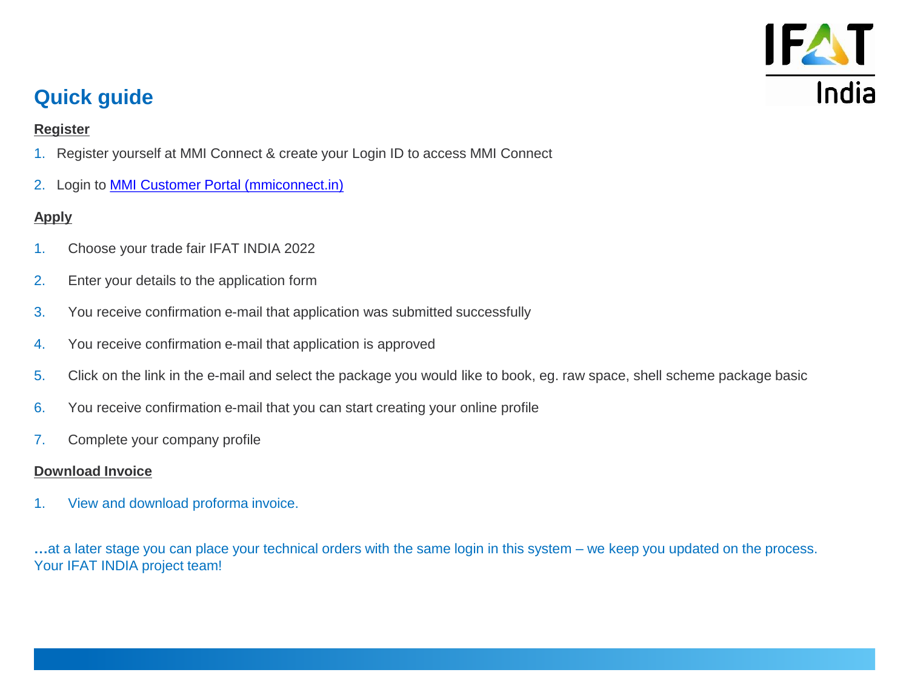## Quick guide

**Register**

1. Register yourself at MMI Connect & create your Login ID to access MMI Connect
2. Login to [MMI Customer Portal (mmiconnect.in)](mmiconnect.in)

**Apply**

1. Choose your trade fair IFAT INDIA 2022
2. Enter your details to the application form
3. You receive confirmation e-mail that application was submitted successfully
4. You receive confirmation e-mail that application is approved
5. Click on the link in the e-mail and select the package you would like to book, eg. raw space, shell scheme package basic
6. You receive confirmation e-mail that you can start creating your online profile
7. Complete your company profile

**Download Invoice**

1. View and download proforma invoice.

…at a later stage you can place your technical orders with the same login in this system – we keep you updated on the process.
Your IFAT INDIA project team!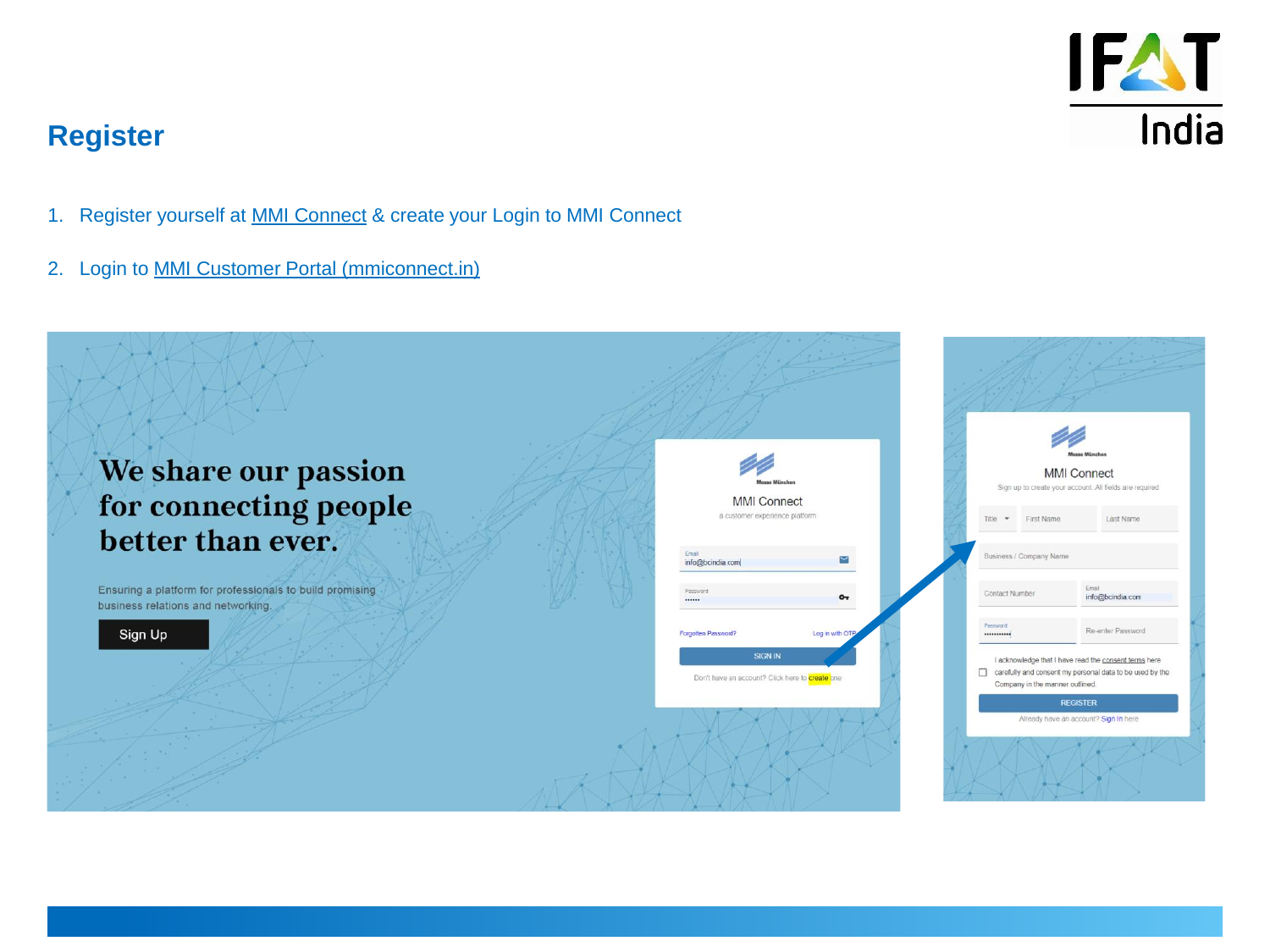## Register

1. Register yourself at MMI Connect & create your Login to MMI Connect
2. Login to MMI Customer Portal (mmiconnect.in)

We share our passion for connecting people better than ever.

Ensuring a platform for professionals to build promising business relations and networking.

Sign Up

MMI Connect

a customer experience platform

Email

info@bcindia.com

Password

Forgotten Password?

Log in with OTP

SIGN IN

Don't have an account? Click here to create one

MMI Connect

Sign up to create your account. All fields are required

Title

First Name

Last Name

Business / Company Name

Contact Number

Email

info@bcindia.com

Password

Re-enter Password

I acknowledge that I have read the consent terms here carefully and consent my personal data to be used by the Company in the manner outlined.

REGISTER

Already have an account? Sign In here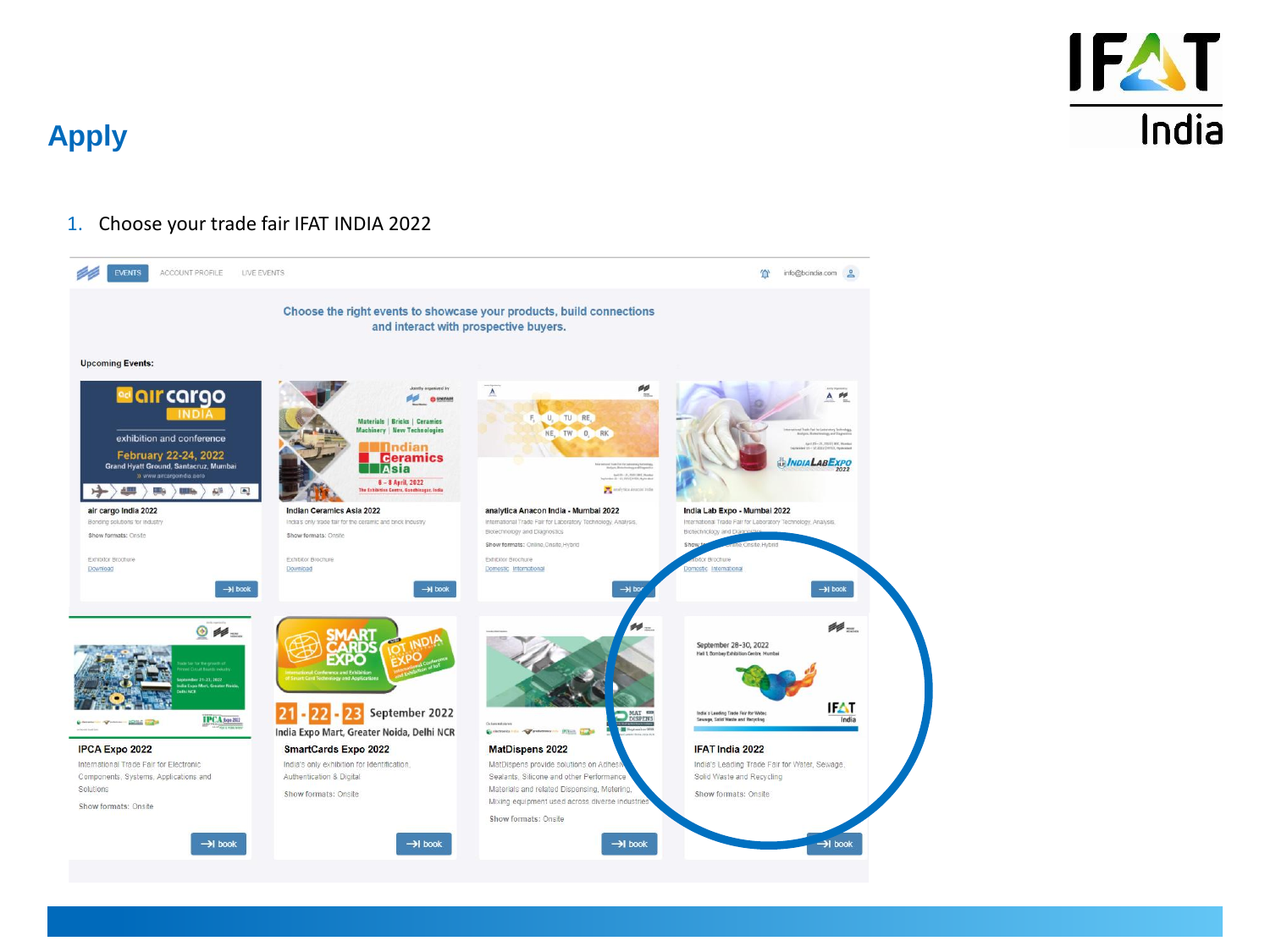# Apply

1. Choose your trade fair IFAT INDIA 2022

EVENTS ACCOUNT PROFILE LIVE EVENTS info@bcindia.com

**Choose the right events to showcase your products, build connections and interact with prospective buyers.**

**Upcoming Events:**

**air cargo India 2022**
Bonding solutions for industry
Show formats: Onsite
Exhibitor Brochure
Download
book

**Indian Ceramics Asia 2022**
India's only trade fair for the ceramic and brick industry
Show formats: Onsite
Exhibitor Brochure
Download
book

**analytica Anacon India - Mumbai 2022**
International Trade Fair for Laboratory Technology, Analysis, Biotechnology and Diagnostics
Show formats: Online,Onsite,Hybrid
Exhibitor Brochure
Domestic International
book

**India Lab Expo - Mumbai 2022**
International Trade Fair for Laboratory Technology, Analysis, Biotechnology and Diagnostics
Show formats: Online,Onsite,Hybrid
Exhibitor Brochure
Domestic International
book

**IPCA Expo 2022**
International Trade Fair for Electronic Components, Systems, Applications and Solutions
Show formats: Onsite
book

**SmartCards Expo 2022**
India's only exhibition for Identification, Authentication & Digital
Show formats: Onsite
book

**MatDispens 2022**
MatDispens provide solutions on Adhesives, Sealants, Silicone and other Performance Materials and related Dispensing, Metering, Mixing equipment used across diverse industries
Show formats: Onsite
book

**IFAT India 2022**
India's Leading Trade Fair for Water, Sewage, Solid Waste and Recycling
Show formats: Onsite
book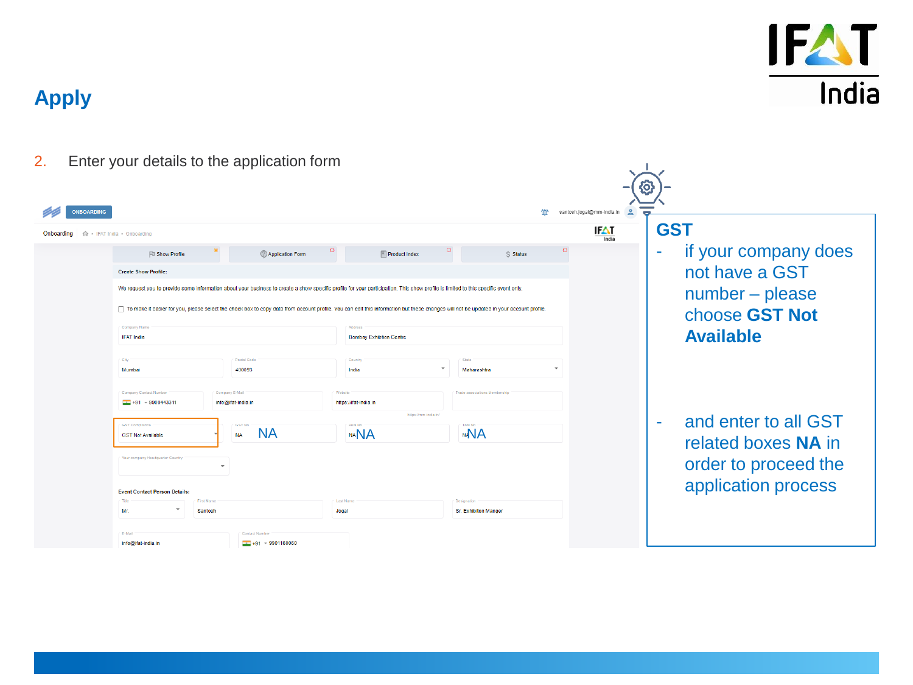# Apply

2. Enter your details to the application form

ONBOARDING

santosh.jogal@mm-india.in

Onboarding · IFAT India · Onboarding

Show Profile | Application Form | Product Index | Status

**Create Show Profile:**

We request you to provide some information about your business to create a show specific profile for your participation. This show profile is limited to this specific event only.

☐ To make it easier for you, please select the check box to copy data from account profile. You can edit this information but these changes will not be updated in your account profile.

| Company Name | Address | | |
|---|---|---|---|
| IFAT India | Bombay Exhibition Centre | | |
| **City** | **Postal Code** | **Country** | **State** |
| Mumbai | 400063 | India | Maharashtra |
| **Company Contact Number** | **Company E-Mail** | **Website** | **Trade associations Membership** |
| +91 9900443311 | info@ifat-india.in | https://ifat-india.in | |
| **GST Compliance** | **GST No** | **PAN No** | **TAN No** |
| GST Not Available | NA | NA | NA |

Your company Headquarter Country

**Event Contact Person Details:**

| Title | First Name | Last Name | Designation |
|---|---|---|---|
| Mr. | Santosh | Jogal | Sr. Exhibition Manger |
| **E-Mail** | **Contact Number** | | |
| info@ifat-india.in | +91 9901160060 | | |

**GST**

- if your company does not have a GST number – please choose **GST Not Available**
- and enter to all GST related boxes **NA** in order to proceed the application process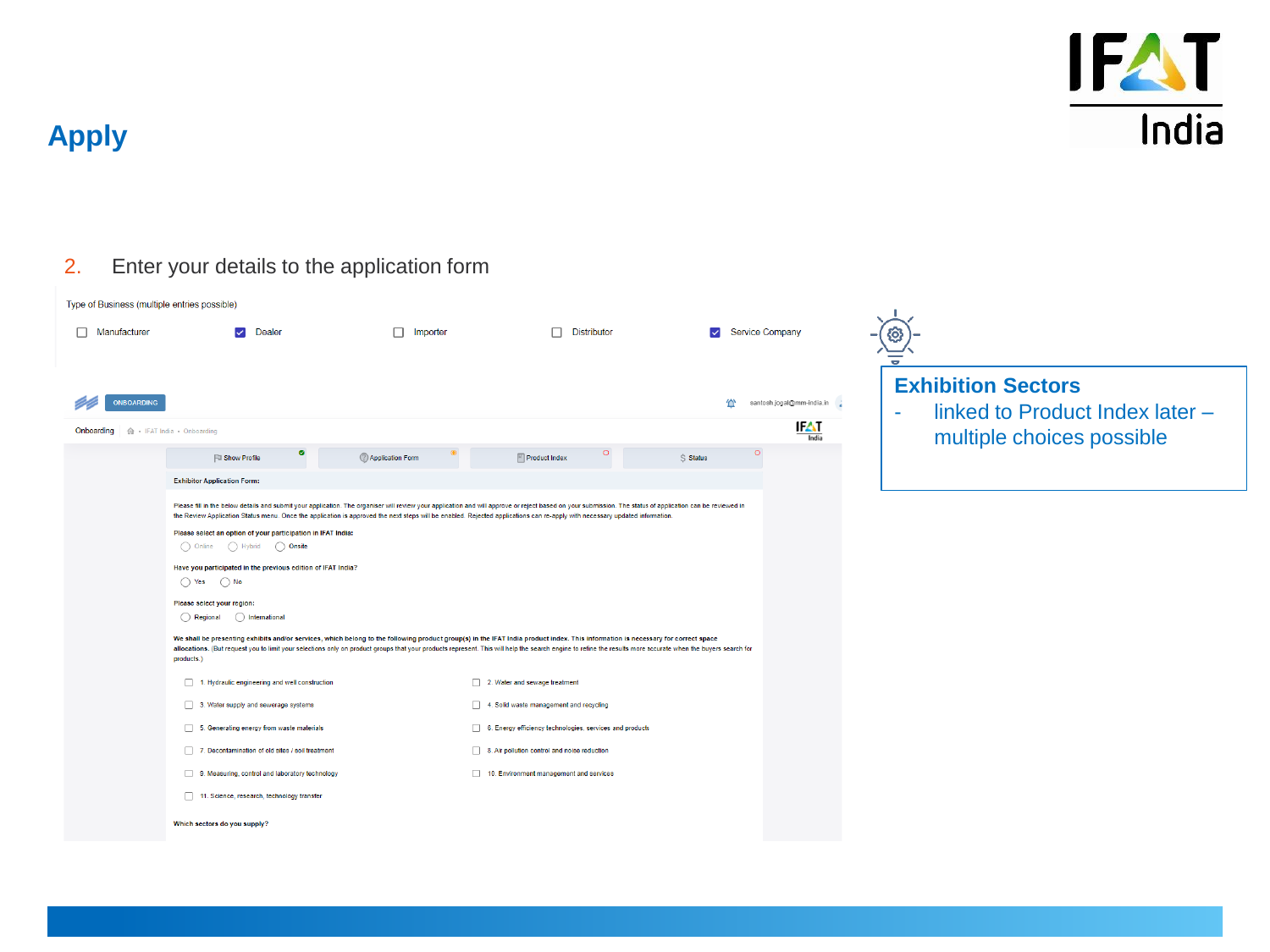# Apply

2. Enter your details to the application form

Type of Business (multiple entries possible)

- [ ] Manufacturer
- [x] Dealer
- [ ] Importer
- [ ] Distributor
- [x] Service Company

ONBOARDING

santosh.jogal@mm-india.in

Onboarding · IFAT India · Onboarding

Show Profile | Application Form | Product Index | Status

**Exhibitor Application Form:**

Please fill in the below details and submit your application. The organiser will review your application and will approve or reject based on your submission. The status of application can be reviewed in the Review Application Status menu. Once the application is approved the next steps will be enabled. Rejected applications can re-apply with necessary updated information.

**Please select an option of your participation in IFAT India:**

( ) Online ( ) Hybrid ( ) Onsite

**Have you participated in the previous edition of IFAT India?**

( ) Yes ( ) No

**Please select your region:**

( ) Regional ( ) International

**We shall be presenting exhibits and/or services, which belong to the following product group(s) in the IFAT India product index. This information is necessary for correct space allocations.** (But request you to limit your selections only on product groups that your products represent. This will help the search engine to refine the results more accurate when the buyers search for products.)

- [ ] 1. Hydraulic engineering and well construction
- [ ] 2. Water and sewage treatment
- [ ] 3. Water supply and sewerage systems
- [ ] 4. Solid waste management and recycling
- [ ] 5. Generating energy from waste materials
- [ ] 6. Energy efficiency technologies, services and products
- [ ] 7. Decontamination of old sites / soil treatment
- [ ] 8. Air pollution control and noise reduction
- [ ] 9. Measuring, control and laboratory technology
- [ ] 10. Environment management and services
- [ ] 11. Science, research, technology transfer

**Which sectors do you supply?**

**Exhibition Sectors**

- linked to Product Index later – multiple choices possible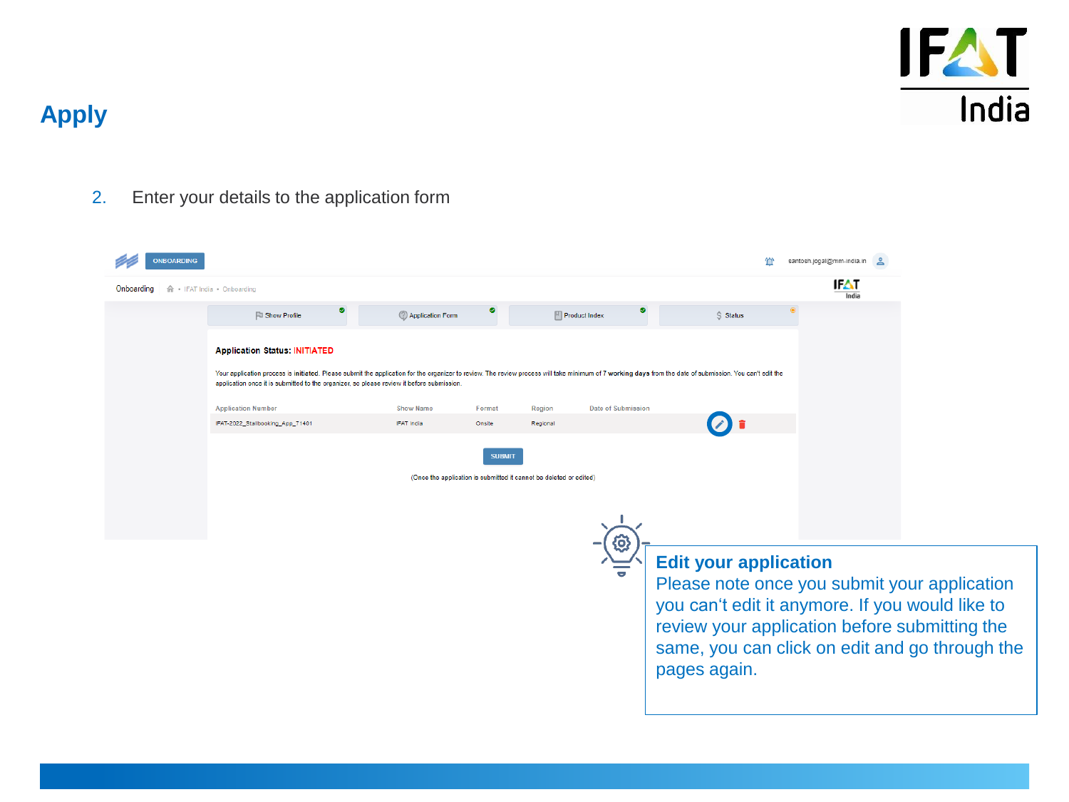# Apply

2. Enter your details to the application form

ONBOARDING

santosh.jogal@mm-india.in

Onboarding IFAT India • Onboarding

Show Profile | Application Form | Product Index | Status

**Application Status:** INITIATED

Your application process is initiated. Please submit the application for the organizer to review. The review process will take minimum of 7 working days from the date of submission. You can't edit the application once it is submitted to the organizer, so please review it before submission.

| Application Number | Show Name | Format | Region | Date of Submission |
|---|---|---|---|---|
| IFAT-2022_Stallbooking_App_71401 | IFAT India | Onsite | Regional | |

SUBMIT

(Once the application is submitted it cannot be deleted or edited)

**Edit your application**

Please note once you submit your application you can't edit it anymore. If you would like to review your application before submitting the same, you can click on edit and go through the pages again.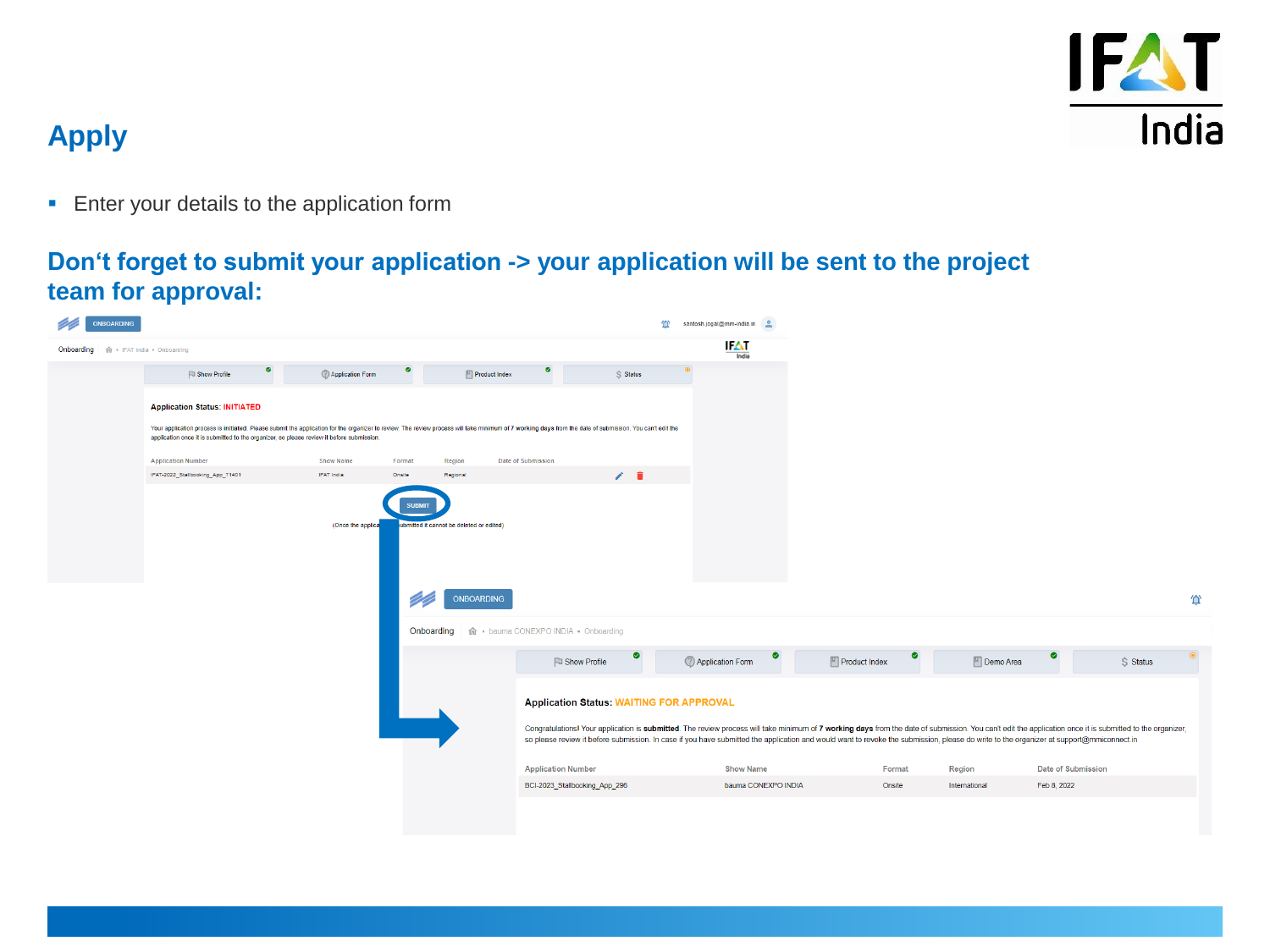# Apply

- Enter your details to the application form

## Don't forget to submit your application -> your application will be sent to the project team for approval:

ONBOARDING

Onboarding · IFAT India · Onboarding

Show Profile | Application Form | Product Index | Status

**Application Status:** INITIATED

Your application process is initiated. Please submit the application for the organizer to review. The review process will take minimum of **7 working days** from the date of submission. You can't edit the application once it is submitted to the organizer, so please review it before submission.

| Application Number | Show Name | Format | Region | Date of Submission |
|---|---|---|---|---|
| IFAT-2022_Stallbooking_App_T1401 | IFAT India | Onsite | Regional | |

SUBMIT

(Once the application is submitted it cannot be deleted or edited)

ONBOARDING

Onboarding · bauma CONEXPO INDIA · Onboarding

Show Profile | Application Form | Product Index | Demo Area | Status

**Application Status:** WAITING FOR APPROVAL

Congratulations! Your application is **submitted**. The review process will take minimum of **7 working days** from the date of submission. You can't edit the application once it is submitted to the organizer, so please review it before submission. In case if you have submitted the application and would want to revoke the submission, please do write to the organizer at support@mmiconnect.in

| Application Number | Show Name | Format | Region | Date of Submission |
|---|---|---|---|---|
| BCI-2023_Stallbooking_App_296 | bauma CONEXPO INDIA | Onsite | International | Feb 8, 2022 |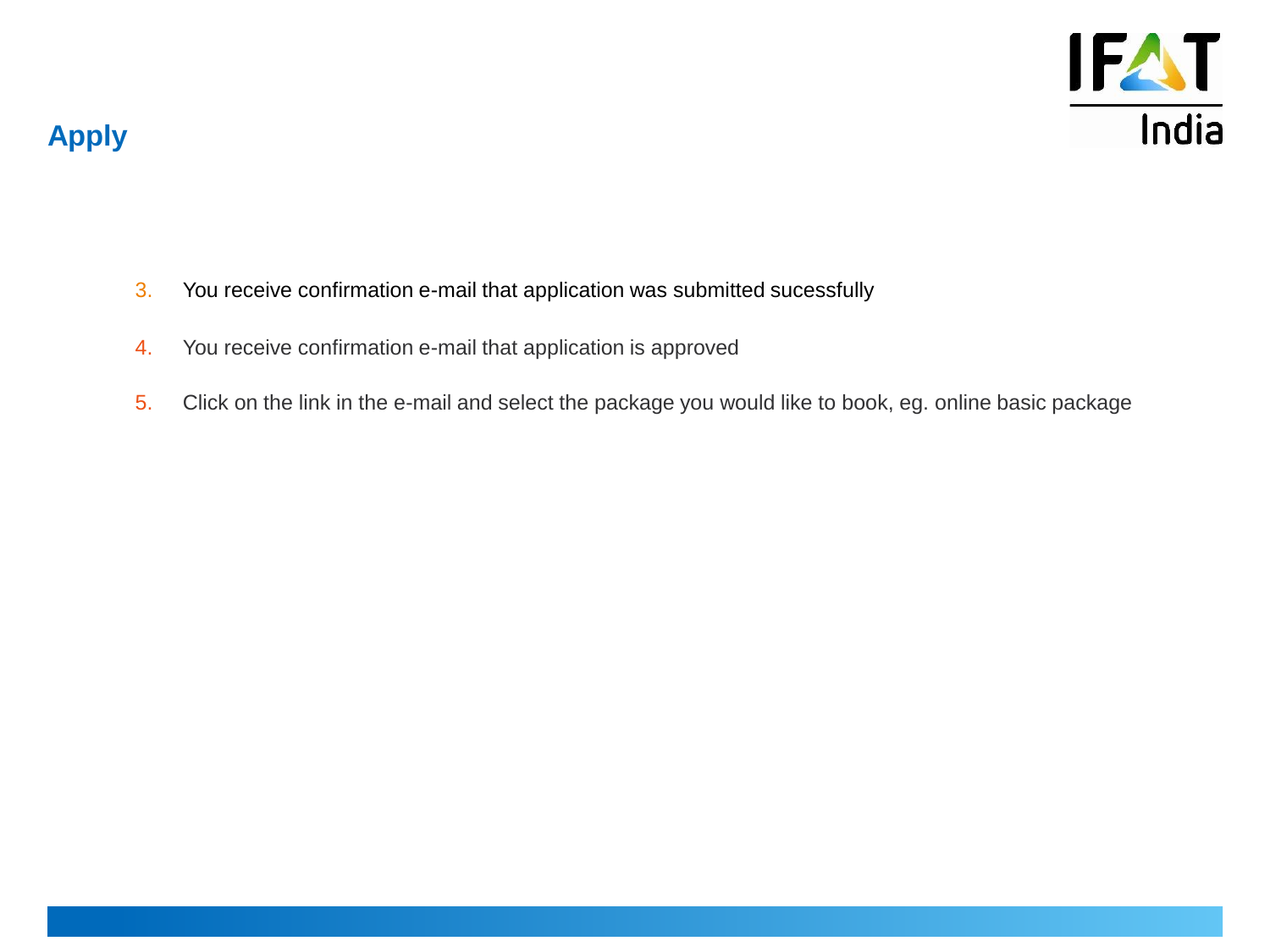## Apply

3. You receive confirmation e-mail that application was submitted sucessfully
4. You receive confirmation e-mail that application is approved
5. Click on the link in the e-mail and select the package you would like to book, eg. online basic package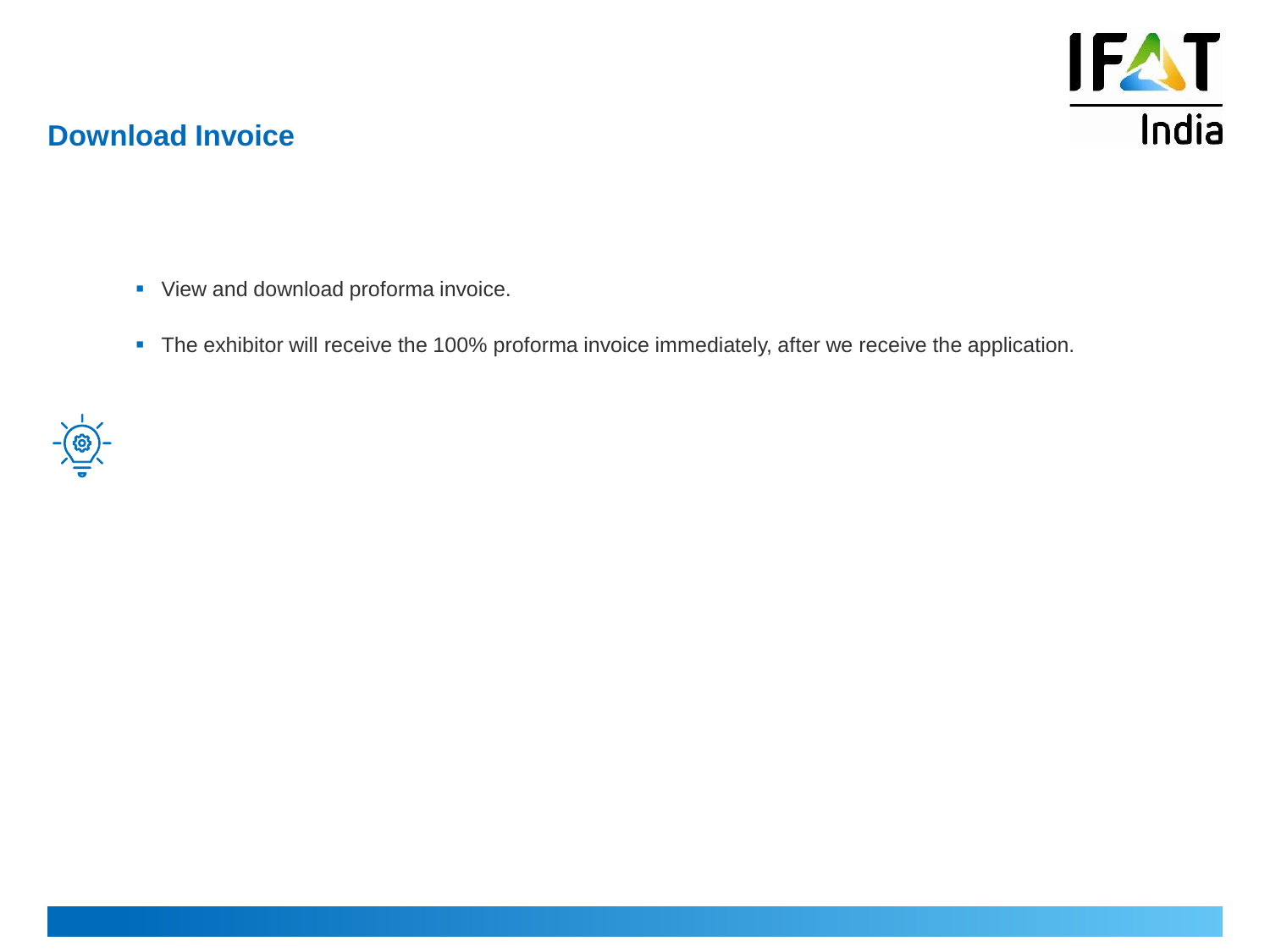## Download Invoice

- View and download proforma invoice.
- The exhibitor will receive the 100% proforma invoice immediately, after we receive the application.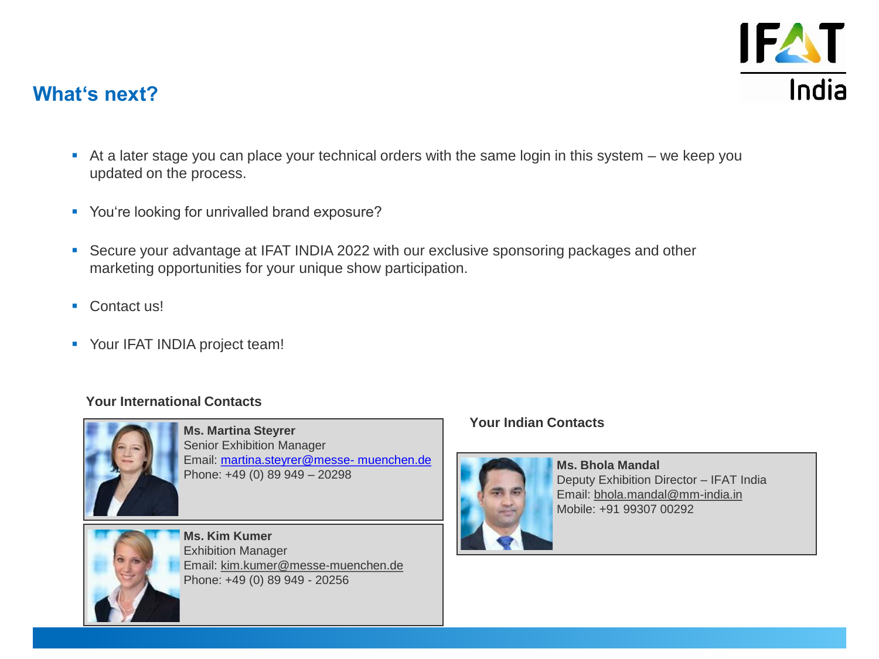## What‘s next?

- At a later stage you can place your technical orders with the same login in this system – we keep you updated on the process.
- You‘re looking for unrivalled brand exposure?
- Secure your advantage at IFAT INDIA 2022 with our exclusive sponsoring packages and other marketing opportunities for your unique show participation.
- Contact us!
- Your IFAT INDIA project team!

**Your International Contacts**

**Ms. Martina Steyrer**
Senior Exhibition Manager
Email: martina.steyrer@messe- muenchen.de
Phone: +49 (0) 89 949 – 20298

**Ms. Kim Kumer**
Exhibition Manager
Email: kim.kumer@messe-muenchen.de
Phone: +49 (0) 89 949 - 20256

**Your Indian Contacts**

**Ms. Bhola Mandal**
Deputy Exhibition Director – IFAT India
Email: bhola.mandal@mm-india.in
Mobile: +91 99307 00292